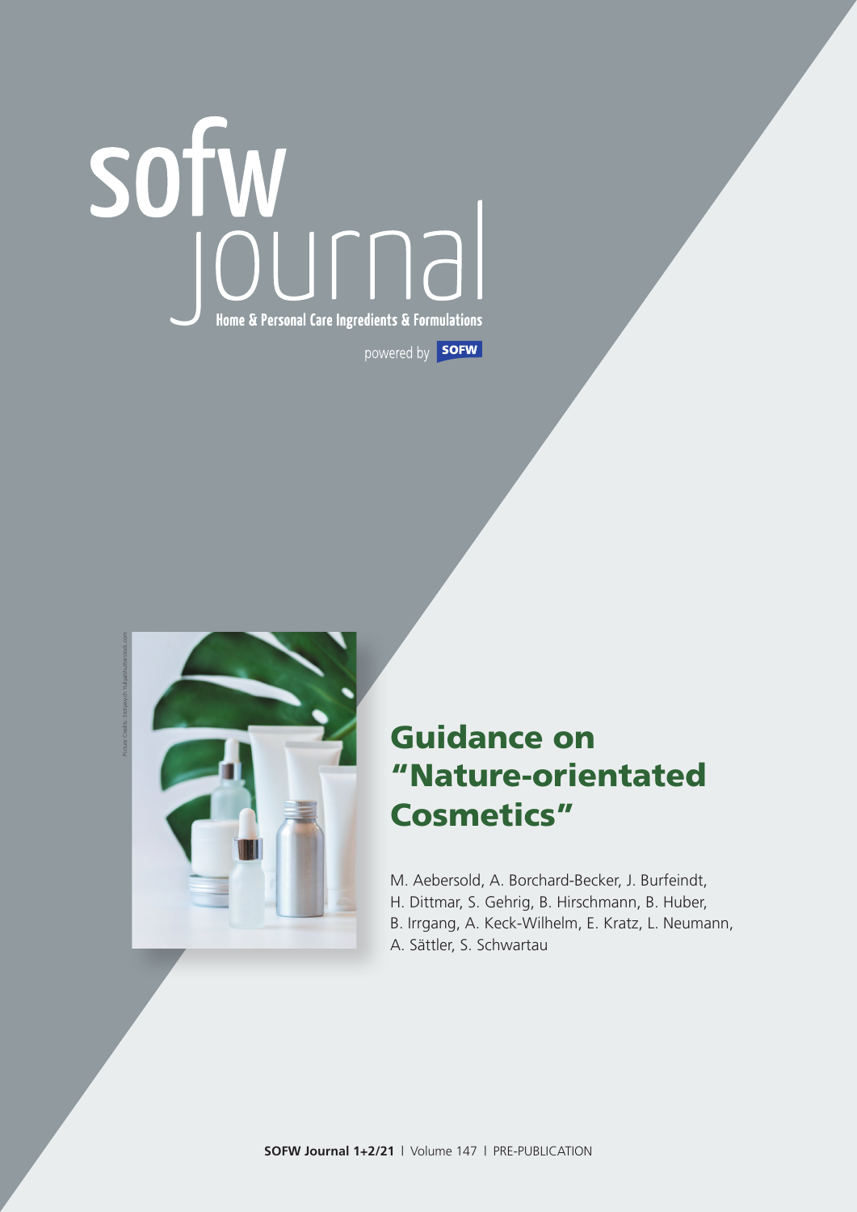sofw journal

Home & Personal Care Ingredients & Formulations

powered by SOFW

Picture Credits: Stetyavych Yuliya/shutterstock.com

# Guidance on "Nature-orientated Cosmetics"

M. Aebersold, A. Borchard-Becker, J. Burfeindt, H. Dittmar, S. Gehrig, B. Hirschmann, B. Huber, B. Irrgang, A. Keck-Wilhelm, E. Kratz, L. Neumann, A. Sättler, S. Schwartau

SOFW Journal 1+2/21 | Volume 147 | PRE-PUBLICATION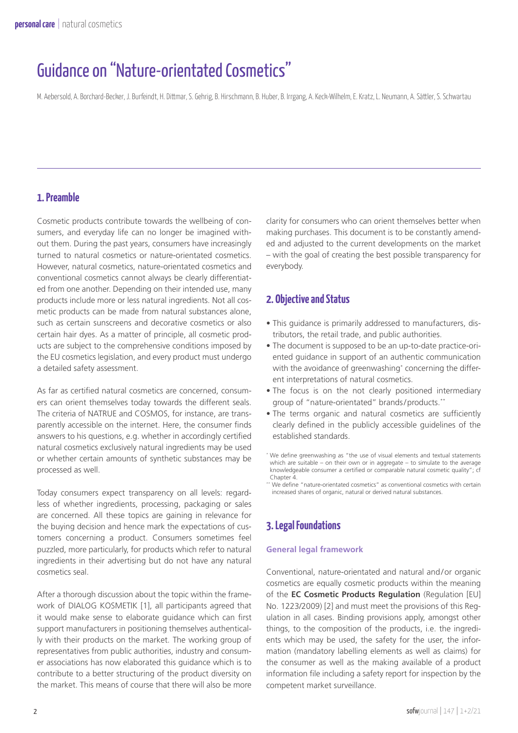# Guidance on "Nature-orientated Cosmetics"

M. Aebersold, A. Borchard-Becker, J. Burfeindt, H. Dittmar, S. Gehrig, B. Hirschmann, B. Huber, B. Irrgang, A. Keck-Wilhelm, E. Kratz, L. Neumann, A. Sättler, S. Schwartau

## 1. Preamble

Cosmetic products contribute towards the wellbeing of consumers, and everyday life can no longer be imagined without them. During the past years, consumers have increasingly turned to natural cosmetics or nature-orientated cosmetics. However, natural cosmetics, nature-orientated cosmetics and conventional cosmetics cannot always be clearly differentiated from one another. Depending on their intended use, many products include more or less natural ingredients. Not all cosmetic products can be made from natural substances alone, such as certain sunscreens and decorative cosmetics or also certain hair dyes. As a matter of principle, all cosmetic products are subject to the comprehensive conditions imposed by the EU cosmetics legislation, and every product must undergo a detailed safety assessment.

As far as certified natural cosmetics are concerned, consumers can orient themselves today towards the different seals. The criteria of NATRUE and COSMOS, for instance, are transparently accessible on the internet. Here, the consumer finds answers to his questions, e.g. whether in accordingly certified natural cosmetics exclusively natural ingredients may be used or whether certain amounts of synthetic substances may be processed as well.

Today consumers expect transparency on all levels: regardless of whether ingredients, processing, packaging or sales are concerned. All these topics are gaining in relevance for the buying decision and hence mark the expectations of customers concerning a product. Consumers sometimes feel puzzled, more particularly, for products which refer to natural ingredients in their advertising but do not have any natural cosmetics seal.

After a thorough discussion about the topic within the framework of DIALOG KOSMETIK [1], all participants agreed that it would make sense to elaborate guidance which can first support manufacturers in positioning themselves authentically with their products on the market. The working group of representatives from public authorities, industry and consumer associations has now elaborated this guidance which is to contribute to a better structuring of the product diversity on the market. This means of course that there will also be more clarity for consumers who can orient themselves better when making purchases. This document is to be constantly amended and adjusted to the current developments on the market – with the goal of creating the best possible transparency for everybody.

## 2. Objective and Status

- This guidance is primarily addressed to manufacturers, distributors, the retail trade, and public authorities.
- The document is supposed to be an up-to-date practice-oriented guidance in support of an authentic communication with the avoidance of greenwashing* concerning the different interpretations of natural cosmetics.
- The focus is on the not clearly positioned intermediary group of "nature-orientated" brands/products.**
- The terms organic and natural cosmetics are sufficiently clearly defined in the publicly accessible guidelines of the established standards.

* We define greenwashing as "the use of visual elements and textual statements which are suitable – on their own or in aggregate – to simulate to the average knowledgeable consumer a certified or comparable natural cosmetic quality"; cf Chapter 4.

** We define "nature-orientated cosmetics" as conventional cosmetics with certain increased shares of organic, natural or derived natural substances.

## 3. Legal Foundations

### General legal framework

Conventional, nature-orientated and natural and/or organic cosmetics are equally cosmetic products within the meaning of the **EC Cosmetic Products Regulation** (Regulation [EU] No. 1223/2009) [2] and must meet the provisions of this Regulation in all cases. Binding provisions apply, amongst other things, to the composition of the products, i.e. the ingredients which may be used, the safety for the user, the information (mandatory labelling elements as well as claims) for the consumer as well as the making available of a product information file including a safety report for inspection by the competent market surveillance.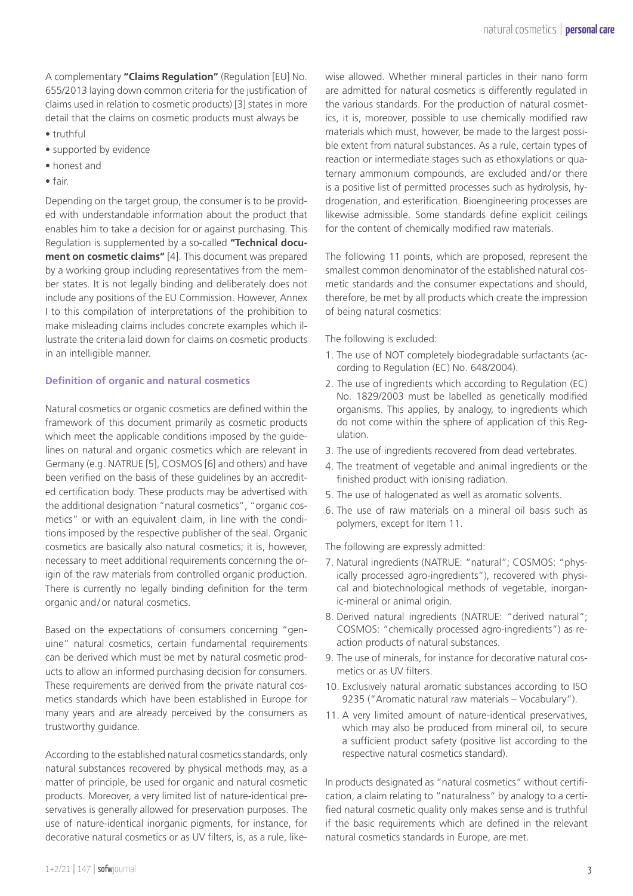A complementary **"Claims Regulation"** (Regulation [EU] No. 655/2013 laying down common criteria for the justification of claims used in relation to cosmetic products) [3] states in more detail that the claims on cosmetic products must always be

- truthful
- supported by evidence
- honest and
- fair.

Depending on the target group, the consumer is to be provided with understandable information about the product that enables him to take a decision for or against purchasing. This Regulation is supplemented by a so-called **"Technical document on cosmetic claims"** [4]. This document was prepared by a working group including representatives from the member states. It is not legally binding and deliberately does not include any positions of the EU Commission. However, Annex I to this compilation of interpretations of the prohibition to make misleading claims includes concrete examples which illustrate the criteria laid down for claims on cosmetic products in an intelligible manner.

### Definition of organic and natural cosmetics

Natural cosmetics or organic cosmetics are defined within the framework of this document primarily as cosmetic products which meet the applicable conditions imposed by the guidelines on natural and organic cosmetics which are relevant in Germany (e.g. NATRUE [5], COSMOS [6] and others) and have been verified on the basis of these guidelines by an accredited certification body. These products may be advertised with the additional designation "natural cosmetics", "organic cosmetics" or with an equivalent claim, in line with the conditions imposed by the respective publisher of the seal. Organic cosmetics are basically also natural cosmetics; it is, however, necessary to meet additional requirements concerning the origin of the raw materials from controlled organic production. There is currently no legally binding definition for the term organic and/or natural cosmetics.

Based on the expectations of consumers concerning "genuine" natural cosmetics, certain fundamental requirements can be derived which must be met by natural cosmetic products to allow an informed purchasing decision for consumers. These requirements are derived from the private natural cosmetics standards which have been established in Europe for many years and are already perceived by the consumers as trustworthy guidance.

According to the established natural cosmetics standards, only natural substances recovered by physical methods may, as a matter of principle, be used for organic and natural cosmetic products. Moreover, a very limited list of nature-identical preservatives is generally allowed for preservation purposes. The use of nature-identical inorganic pigments, for instance, for decorative natural cosmetics or as UV filters, is, as a rule, likewise allowed. Whether mineral particles in their nano form are admitted for natural cosmetics is differently regulated in the various standards. For the production of natural cosmetics, it is, moreover, possible to use chemically modified raw materials which must, however, be made to the largest possible extent from natural substances. As a rule, certain types of reaction or intermediate stages such as ethoxylations or quaternary ammonium compounds, are excluded and/or there is a positive list of permitted processes such as hydrolysis, hydrogenation, and esterification. Bioengineering processes are likewise admissible. Some standards define explicit ceilings for the content of chemically modified raw materials.

The following 11 points, which are proposed, represent the smallest common denominator of the established natural cosmetic standards and the consumer expectations and should, therefore, be met by all products which create the impression of being natural cosmetics:

The following is excluded:

1. The use of NOT completely biodegradable surfactants (according to Regulation (EC) No. 648/2004).
2. The use of ingredients which according to Regulation (EC) No. 1829/2003 must be labelled as genetically modified organisms. This applies, by analogy, to ingredients which do not come within the sphere of application of this Regulation.
3. The use of ingredients recovered from dead vertebrates.
4. The treatment of vegetable and animal ingredients or the finished product with ionising radiation.
5. The use of halogenated as well as aromatic solvents.
6. The use of raw materials on a mineral oil basis such as polymers, except for Item 11.

The following are expressly admitted:

7. Natural ingredients (NATRUE: "natural"; COSMOS: "physically processed agro-ingredients"), recovered with physical and biotechnological methods of vegetable, inorganic-mineral or animal origin.
8. Derived natural ingredients (NATRUE: "derived natural"; COSMOS: "chemically processed agro-ingredients") as reaction products of natural substances.
9. The use of minerals, for instance for decorative natural cosmetics or as UV filters.
10. Exclusively natural aromatic substances according to ISO 9235 ("Aromatic natural raw materials – Vocabulary").
11. A very limited amount of nature-identical preservatives, which may also be produced from mineral oil, to secure a sufficient product safety (positive list according to the respective natural cosmetics standard).

In products designated as "natural cosmetics" without certification, a claim relating to "naturalness" by analogy to a certified natural cosmetic quality only makes sense and is truthful if the basic requirements which are defined in the relevant natural cosmetics standards in Europe, are met.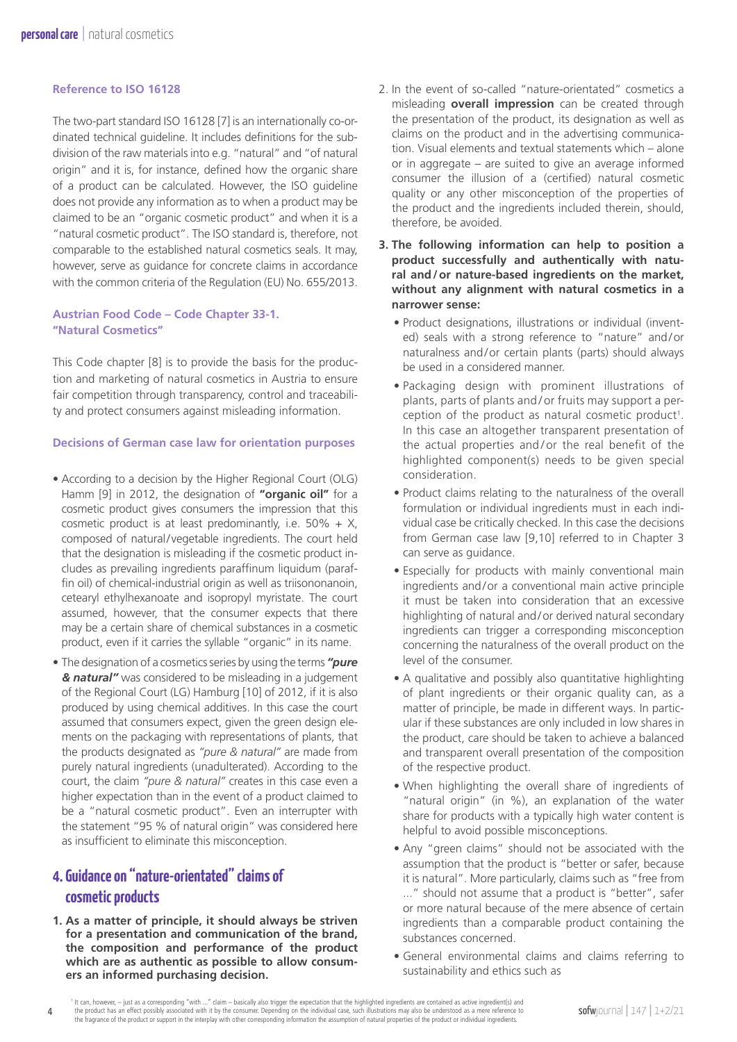#### Reference to ISO 16128

The two-part standard ISO 16128 [7] is an internationally co-ordinated technical guideline. It includes definitions for the subdivision of the raw materials into e.g. "natural" and "of natural origin" and it is, for instance, defined how the organic share of a product can be calculated. However, the ISO guideline does not provide any information as to when a product may be claimed to be an "organic cosmetic product" and when it is a "natural cosmetic product". The ISO standard is, therefore, not comparable to the established natural cosmetics seals. It may, however, serve as guidance for concrete claims in accordance with the common criteria of the Regulation (EU) No. 655/2013.

#### Austrian Food Code – Code Chapter 33-1. "Natural Cosmetics"

This Code chapter [8] is to provide the basis for the production and marketing of natural cosmetics in Austria to ensure fair competition through transparency, control and traceability and protect consumers against misleading information.

#### Decisions of German case law for orientation purposes

- According to a decision by the Higher Regional Court (OLG) Hamm [9] in 2012, the designation of **"organic oil"** for a cosmetic product gives consumers the impression that this cosmetic product is at least predominantly, i.e. 50% + X, composed of natural/vegetable ingredients. The court held that the designation is misleading if the cosmetic product includes as prevailing ingredients paraffinum liquidum (paraffin oil) of chemical-industrial origin as well as triisononanoin, cetearyl ethylhexanoate and isopropyl myristate. The court assumed, however, that the consumer expects that there may be a certain share of chemical substances in a cosmetic product, even if it carries the syllable "organic" in its name.
- The designation of a cosmetics series by using the terms ***"pure & natural"*** was considered to be misleading in a judgement of the Regional Court (LG) Hamburg [10] of 2012, if it is also produced by using chemical additives. In this case the court assumed that consumers expect, given the green design elements on the packaging with representations of plants, that the products designated as *"pure & natural"* are made from purely natural ingredients (unadulterated). According to the court, the claim *"pure & natural"* creates in this case even a higher expectation than in the event of a product claimed to be a "natural cosmetic product". Even an interrupter with the statement "95 % of natural origin" was considered here as insufficient to eliminate this misconception.

## 4. Guidance on "nature-orientated" claims of cosmetic products

1. **As a matter of principle, it should always be striven for a presentation and communication of the brand, the composition and performance of the product which are as authentic as possible to allow consumers an informed purchasing decision.**
2. In the event of so-called "nature-orientated" cosmetics a misleading **overall impression** can be created through the presentation of the product, its designation as well as claims on the product and in the advertising communication. Visual elements and textual statements which – alone or in aggregate – are suited to give an average informed consumer the illusion of a (certified) natural cosmetic quality or any other misconception of the properties of the product and the ingredients included therein, should, therefore, be avoided.
3. **The following information can help to position a product successfully and authentically with natural and/or nature-based ingredients on the market, without any alignment with natural cosmetics in a narrower sense:**
   - Product designations, illustrations or individual (invented) seals with a strong reference to "nature" and/or naturalness and/or certain plants (parts) should always be used in a considered manner.
   - Packaging design with prominent illustrations of plants, parts of plants and/or fruits may support a perception of the product as natural cosmetic product[1]. In this case an altogether transparent presentation of the actual properties and/or the real benefit of the highlighted component(s) needs to be given special consideration.
   - Product claims relating to the naturalness of the overall formulation or individual ingredients must in each individual case be critically checked. In this case the decisions from German case law [9,10] referred to in Chapter 3 can serve as guidance.
   - Especially for products with mainly conventional main ingredients and/or a conventional main active principle it must be taken into consideration that an excessive highlighting of natural and/or derived natural secondary ingredients can trigger a corresponding misconception concerning the naturalness of the overall product on the level of the consumer.
   - A qualitative and possibly also quantitative highlighting of plant ingredients or their organic quality can, as a matter of principle, be made in different ways. In particular if these substances are only included in low shares in the product, care should be taken to achieve a balanced and transparent overall presentation of the composition of the respective product.
   - When highlighting the overall share of ingredients of "natural origin" (in %), an explanation of the water share for products with a typically high water content is helpful to avoid possible misconceptions.
   - Any "green claims" should not be associated with the assumption that the product is "better or safer, because it is natural". More particularly, claims such as "free from ..." should not assume that a product is "better", safer or more natural because of the mere absence of certain ingredients than a comparable product containing the substances concerned.
   - General environmental claims and claims referring to sustainability and ethics such as

[1] It can, however, – just as a corresponding "with ..." claim – basically also trigger the expectation that the highlighted ingredients are contained as active ingredient(s) and the product has an effect possibly associated with it by the consumer. Depending on the individual case, such illustrations may also be understood as a mere reference to the fragrance of the product or support in the interplay with other corresponding information the assumption of natural properties of the product or individual ingredients.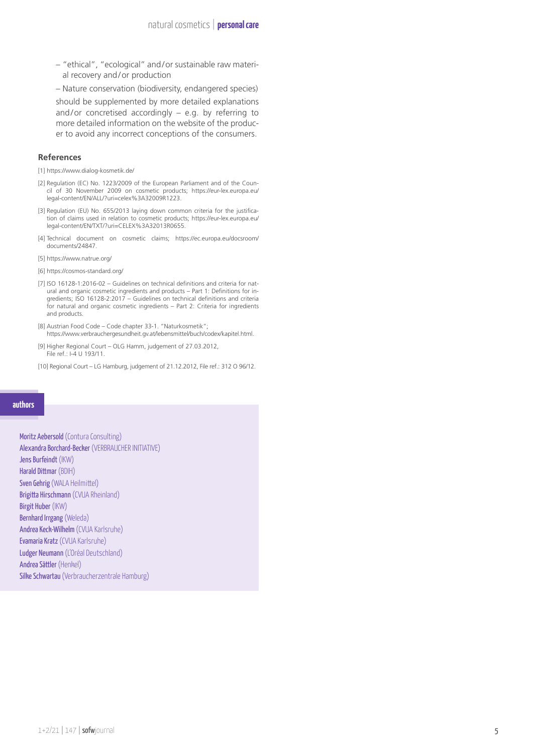– "ethical", "ecological" and/or sustainable raw material recovery and/or production

– Nature conservation (biodiversity, endangered species)

should be supplemented by more detailed explanations and/or concretised accordingly – e.g. by referring to more detailed information on the website of the producer to avoid any incorrect conceptions of the consumers.

## References

[1] https://www.dialog-kosmetik.de/

[2] Regulation (EC) No. 1223/2009 of the European Parliament and of the Council of 30 November 2009 on cosmetic products; https://eur-lex.europa.eu/legal-content/EN/ALL/?uri=celex%3A32009R1223.

[3] Regulation (EU) No. 655/2013 laying down common criteria for the justification of claims used in relation to cosmetic products; https://eur-lex.europa.eu/legal-content/EN/TXT/?uri=CELEX%3A32013R0655.

[4] Technical document on cosmetic claims; https://ec.europa.eu/docsroom/documents/24847.

[5] https://www.natrue.org/

[6] https://cosmos-standard.org/

[7] ISO 16128-1:2016-02 – Guidelines on technical definitions and criteria for natural and organic cosmetic ingredients and products – Part 1: Definitions for ingredients; ISO 16128-2:2017 – Guidelines on technical definitions and criteria for natural and organic cosmetic ingredients – Part 2: Criteria for ingredients and products.

[8] Austrian Food Code – Code chapter 33-1. "Naturkosmetik"; https://www.verbrauchergesundheit.gv.at/lebensmittel/buch/codex/kapitel.html.

[9] Higher Regional Court – OLG Hamm, judgement of 27.03.2012, File ref.: I-4 U 193/11.

[10] Regional Court – LG Hamburg, judgement of 21.12.2012, File ref.: 312 O 96/12.

## authors

**Moritz Aebersold** (Contura Consulting)
**Alexandra Borchard-Becker** (VERBRAUCHER INITIATIVE)
**Jens Burfeindt** (IKW)
**Harald Dittmar** (BDIH)
**Sven Gehrig** (WALA Heilmittel)
**Brigitta Hirschmann** (CVUA Rheinland)
**Birgit Huber** (IKW)
**Bernhard Irrgang** (Weleda)
**Andrea Keck-Wilhelm** (CVUA Karlsruhe)
**Evamaria Kratz** (CVUA Karlsruhe)
**Ludger Neumann** (L'Oréal Deutschland)
**Andrea Sättler** (Henkel)
**Silke Schwartau** (Verbraucherzentrale Hamburg)